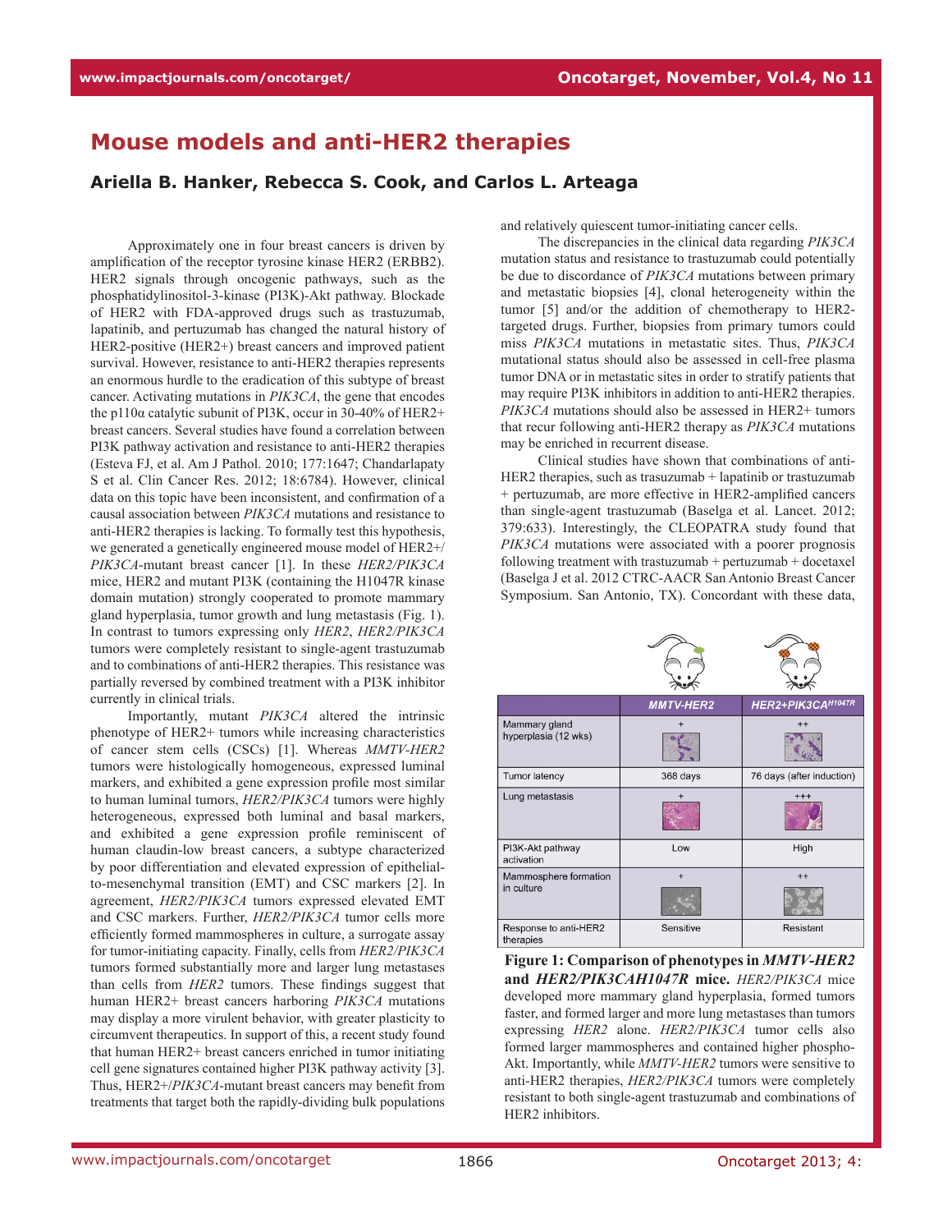# Mouse models and anti-HER2 therapies

### Ariella B. Hanker, Rebecca S. Cook, and Carlos L. Arteaga

Approximately one in four breast cancers is driven by amplification of the receptor tyrosine kinase HER2 (ERBB2). HER2 signals through oncogenic pathways, such as the phosphatidylinositol-3-kinase (PI3K)-Akt pathway. Blockade of HER2 with FDA-approved drugs such as trastuzumab, lapatinib, and pertuzumab has changed the natural history of HER2-positive (HER2+) breast cancers and improved patient survival. However, resistance to anti-HER2 therapies represents an enormous hurdle to the eradication of this subtype of breast cancer. Activating mutations in *PIK3CA*, the gene that encodes the p110α catalytic subunit of PI3K, occur in 30-40% of HER2+ breast cancers. Several studies have found a correlation between PI3K pathway activation and resistance to anti-HER2 therapies (Esteva FJ, et al. Am J Pathol. 2010; 177:1647; Chandarlapaty S et al. Clin Cancer Res. 2012; 18:6784). However, clinical data on this topic have been inconsistent, and confirmation of a causal association between *PIK3CA* mutations and resistance to anti-HER2 therapies is lacking. To formally test this hypothesis, we generated a genetically engineered mouse model of HER2+/*PIK3CA*-mutant breast cancer [1]. In these *HER2/PIK3CA* mice, HER2 and mutant PI3K (containing the H1047R kinase domain mutation) strongly cooperated to promote mammary gland hyperplasia, tumor growth and lung metastasis (Fig. 1). In contrast to tumors expressing only *HER2*, *HER2/PIK3CA* tumors were completely resistant to single-agent trastuzumab and to combinations of anti-HER2 therapies. This resistance was partially reversed by combined treatment with a PI3K inhibitor currently in clinical trials.

Importantly, mutant *PIK3CA* altered the intrinsic phenotype of HER2+ tumors while increasing characteristics of cancer stem cells (CSCs) [1]. Whereas *MMTV-HER2* tumors were histologically homogeneous, expressed luminal markers, and exhibited a gene expression profile most similar to human luminal tumors, *HER2/PIK3CA* tumors were highly heterogeneous, expressed both luminal and basal markers, and exhibited a gene expression profile reminiscent of human claudin-low breast cancers, a subtype characterized by poor differentiation and elevated expression of epithelial-to-mesenchymal transition (EMT) and CSC markers [2]. In agreement, *HER2/PIK3CA* tumors expressed elevated EMT and CSC markers. Further, *HER2/PIK3CA* tumor cells more efficiently formed mammospheres in culture, a surrogate assay for tumor-initiating capacity. Finally, cells from *HER2/PIK3CA* tumors formed substantially more and larger lung metastases than cells from *HER2* tumors. These findings suggest that human HER2+ breast cancers harboring *PIK3CA* mutations may display a more virulent behavior, with greater plasticity to circumvent therapeutics. In support of this, a recent study found that human HER2+ breast cancers enriched in tumor initiating cell gene signatures contained higher PI3K pathway activity [3]. Thus, HER2+/*PIK3CA*-mutant breast cancers may benefit from treatments that target both the rapidly-dividing bulk populations and relatively quiescent tumor-initiating cancer cells.

The discrepancies in the clinical data regarding *PIK3CA* mutation status and resistance to trastuzumab could potentially be due to discordance of *PIK3CA* mutations between primary and metastatic biopsies [4], clonal heterogeneity within the tumor [5] and/or the addition of chemotherapy to HER2-targeted drugs. Further, biopsies from primary tumors could miss *PIK3CA* mutations in metastatic sites. Thus, *PIK3CA* mutational status should also be assessed in cell-free plasma tumor DNA or in metastatic sites in order to stratify patients that may require PI3K inhibitors in addition to anti-HER2 therapies. *PIK3CA* mutations should also be assessed in HER2+ tumors that recur following anti-HER2 therapy as *PIK3CA* mutations may be enriched in recurrent disease.

Clinical studies have shown that combinations of anti-HER2 therapies, such as trasuzumab + lapatinib or trastuzumab + pertuzumab, are more effective in HER2-amplified cancers than single-agent trastuzumab (Baselga et al. Lancet. 2012; 379:633). Interestingly, the CLEOPATRA study found that *PIK3CA* mutations were associated with a poorer prognosis following treatment with trastuzumab + pertuzumab + docetaxel (Baselga J et al. 2012 CTRC-AACR San Antonio Breast Cancer Symposium. San Antonio, TX). Concordant with these data,

| | MMTV-HER2 | HER2+PIK3CA$^{H1047R}$ |
|---|---|---|
| Mammary gland hyperplasia (12 wks) | + | ++ |
| Tumor latency | 368 days | 76 days (after induction) |
| Lung metastasis | + | +++ |
| PI3K-Akt pathway activation | Low | High |
| Mammosphere formation in culture | + | ++ |
| Response to anti-HER2 therapies | Sensitive | Resistant |

**Figure 1: Comparison of phenotypes in *MMTV-HER2* and *HER2/PIK3CAH1047R* mice.** *HER2/PIK3CA* mice developed more mammary gland hyperplasia, formed tumors faster, and formed larger and more lung metastases than tumors expressing *HER2* alone. *HER2/PIK3CA* tumor cells also formed larger mammospheres and contained higher phospho-Akt. Importantly, while *MMTV-HER2* tumors were sensitive to anti-HER2 therapies, *HER2/PIK3CA* tumors were completely resistant to both single-agent trastuzumab and combinations of HER2 inhibitors.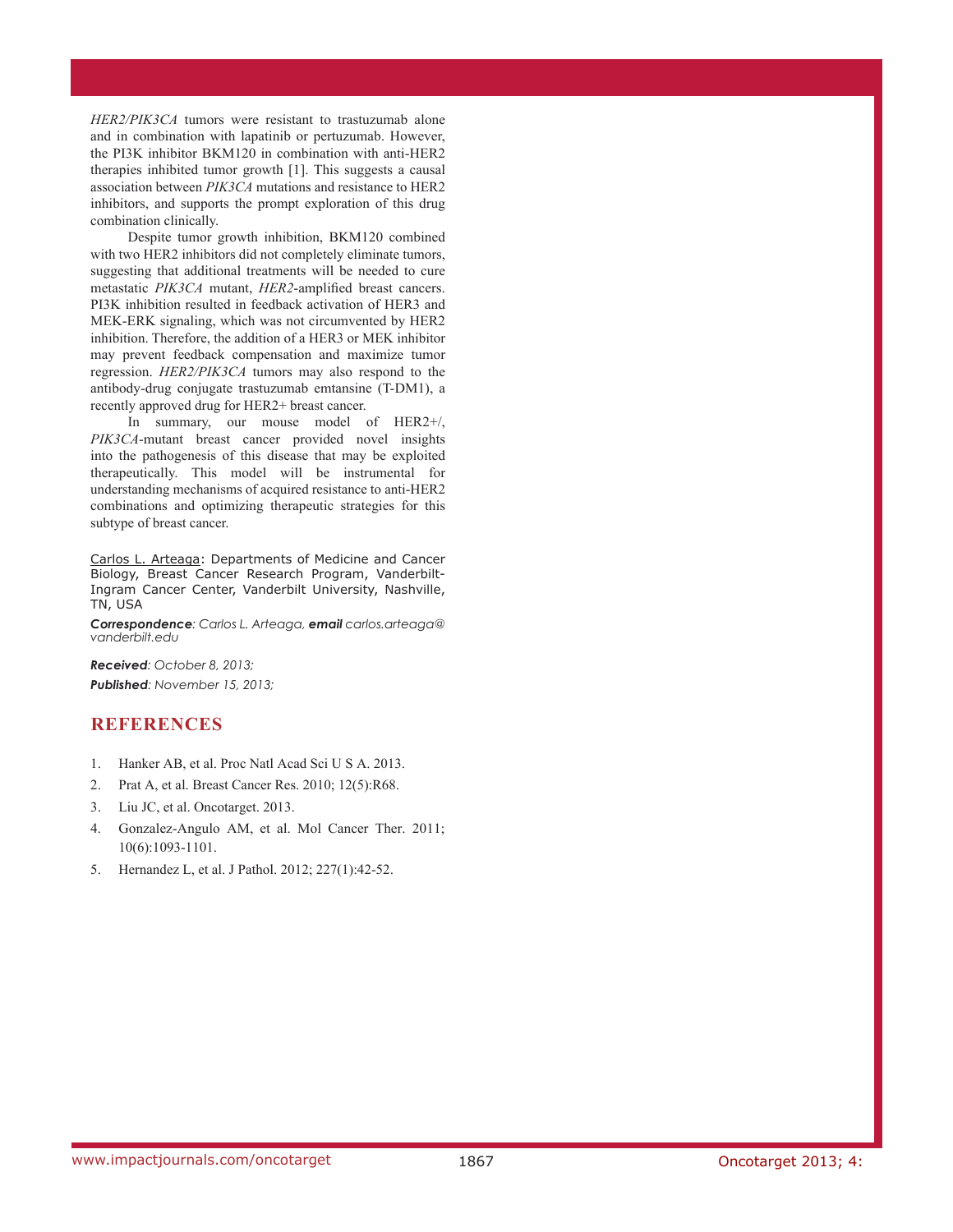*HER2/PIK3CA* tumors were resistant to trastuzumab alone and in combination with lapatinib or pertuzumab. However, the PI3K inhibitor BKM120 in combination with anti-HER2 therapies inhibited tumor growth [1]. This suggests a causal association between *PIK3CA* mutations and resistance to HER2 inhibitors, and supports the prompt exploration of this drug combination clinically.

Despite tumor growth inhibition, BKM120 combined with two HER2 inhibitors did not completely eliminate tumors, suggesting that additional treatments will be needed to cure metastatic *PIK3CA* mutant, *HER2*-amplified breast cancers. PI3K inhibition resulted in feedback activation of HER3 and MEK-ERK signaling, which was not circumvented by HER2 inhibition. Therefore, the addition of a HER3 or MEK inhibitor may prevent feedback compensation and maximize tumor regression. *HER2/PIK3CA* tumors may also respond to the antibody-drug conjugate trastuzumab emtansine (T-DM1), a recently approved drug for HER2+ breast cancer.

In summary, our mouse model of HER2+/, *PIK3CA*-mutant breast cancer provided novel insights into the pathogenesis of this disease that may be exploited therapeutically. This model will be instrumental for understanding mechanisms of acquired resistance to anti-HER2 combinations and optimizing therapeutic strategies for this subtype of breast cancer.

Carlos L. Arteaga: Departments of Medicine and Cancer Biology, Breast Cancer Research Program, Vanderbilt-Ingram Cancer Center, Vanderbilt University, Nashville, TN, USA

***Correspondence**: Carlos L. Arteaga, **email** carlos.arteaga@vanderbilt.edu*

***Received**: October 8, 2013;*

***Published**: November 15, 2013;*

## REFERENCES

1. Hanker AB, et al. Proc Natl Acad Sci U S A. 2013.
2. Prat A, et al. Breast Cancer Res. 2010; 12(5):R68.
3. Liu JC, et al. Oncotarget. 2013.
4. Gonzalez-Angulo AM, et al. Mol Cancer Ther. 2011; 10(6):1093-1101.
5. Hernandez L, et al. J Pathol. 2012; 227(1):42-52.